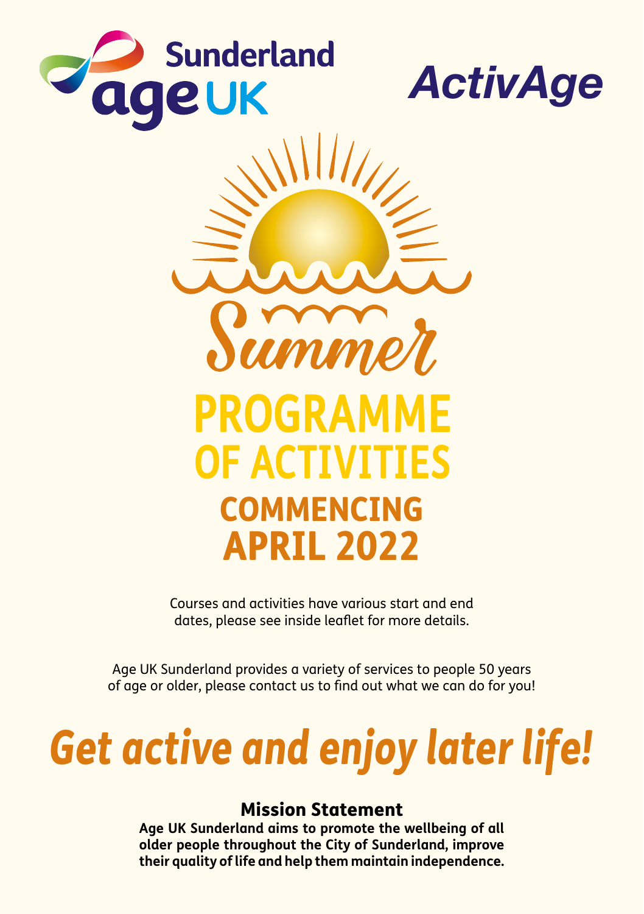Sunderland Age UK

ActivAge

# Summer

# PROGRAMME OF ACTIVITIES

## COMMENCING APRIL 2022

Courses and activities have various start and end dates, please see inside leaflet for more details.

Age UK Sunderland provides a variety of services to people 50 years of age or older, please contact us to find out what we can do for you!

## *Get active and enjoy later life!*

### Mission Statement

**Age UK Sunderland aims to promote the wellbeing of all older people throughout the City of Sunderland, improve their quality of life and help them maintain independence.**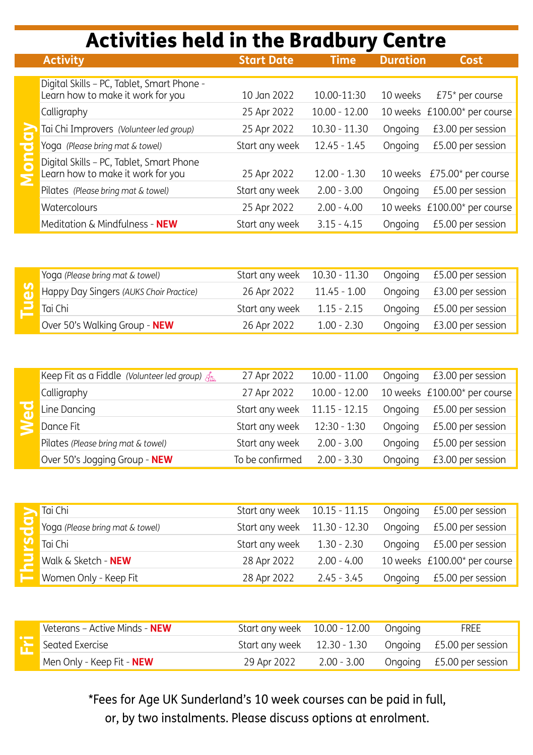# Activities held in the Bradbury Centre

| Day | Activity | Start Date | Time | Duration | Cost |
|---|---|---|---|---|---|
| Monday | Digital Skills – PC, Tablet, Smart Phone - Learn how to make it work for you | 10 Jan 2022 | 10.00-11:30 | 10 weeks | £75* per course |
| | Calligraphy | 25 Apr 2022 | 10.00 - 12.00 | 10 weeks | £100.00* per course |
| | Tai Chi Improvers *(Volunteer led group)* | 25 Apr 2022 | 10.30 - 11.30 | Ongoing | £3.00 per session |
| | Yoga *(Please bring mat & towel)* | Start any week | 12.45 - 1.45 | Ongoing | £5.00 per session |
| | Digital Skills – PC, Tablet, Smart Phone Learn how to make it work for you | 25 Apr 2022 | 12.00 - 1.30 | 10 weeks | £75.00* per course |
| | Pilates *(Please bring mat & towel)* | Start any week | 2.00 - 3.00 | Ongoing | £5.00 per session |
| | Watercolours | 25 Apr 2022 | 2.00 - 4.00 | 10 weeks | £100.00* per course |
| | Meditation & Mindfulness - **NEW** | Start any week | 3.15 - 4.15 | Ongoing | £5.00 per session |
| Tues | Yoga *(Please bring mat & towel)* | Start any week | 10.30 - 11.30 | Ongoing | £5.00 per session |
| | Happy Day Singers *(AUKS Choir Practice)* | 26 Apr 2022 | 11.45 - 1.00 | Ongoing | £3.00 per session |
| | Tai Chi | Start any week | 1.15 - 2.15 | Ongoing | £5.00 per session |
| | Over 50's Walking Group - **NEW** | 26 Apr 2022 | 1.00 - 2.30 | Ongoing | £3.00 per session |
| Wed | Keep Fit as a Fiddle *(Volunteer led group)* | 27 Apr 2022 | 10.00 - 11.00 | Ongoing | £3.00 per session |
| | Calligraphy | 27 Apr 2022 | 10.00 - 12.00 | 10 weeks | £100.00* per course |
| | Line Dancing | Start any week | 11.15 - 12.15 | Ongoing | £5.00 per session |
| | Dance Fit | Start any week | 12:30 - 1:30 | Ongoing | £5.00 per session |
| | Pilates *(Please bring mat & towel)* | Start any week | 2.00 - 3.00 | Ongoing | £5.00 per session |
| | Over 50's Jogging Group - **NEW** | To be confirmed | 2.00 - 3.30 | Ongoing | £3.00 per session |
| Thursday | Tai Chi | Start any week | 10.15 - 11.15 | Ongoing | £5.00 per session |
| | Yoga *(Please bring mat & towel)* | Start any week | 11.30 - 12.30 | Ongoing | £5.00 per session |
| | Tai Chi | Start any week | 1.30 - 2.30 | Ongoing | £5.00 per session |
| | Walk & Sketch - **NEW** | 28 Apr 2022 | 2.00 - 4.00 | 10 weeks | £100.00* per course |
| | Women Only - Keep Fit | 28 Apr 2022 | 2.45 - 3.45 | Ongoing | £5.00 per session |
| Fri | Veterans – Active Minds - **NEW** | Start any week | 10.00 - 12.00 | Ongoing | FREE |
| | Seated Exercise | Start any week | 12.30 - 1.30 | Ongoing | £5.00 per session |
| | Men Only - Keep Fit - **NEW** | 29 Apr 2022 | 2.00 - 3.00 | Ongoing | £5.00 per session |

*Fees for Age UK Sunderland's 10 week courses can be paid in full, or, by two instalments. Please discuss options at enrolment.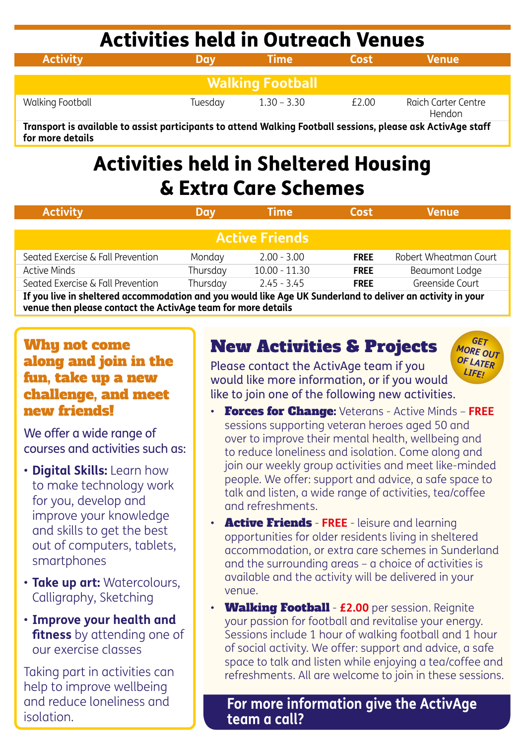# Activities held in Outreach Venues

| Activity | Day | Time | Cost | Venue |
|---|---|---|---|---|
| **Walking Football** | | | | |
| Walking Football | Tuesday | 1.30 – 3.30 | £2.00 | Raich Carter Centre Hendon |

**Transport is available to assist participants to attend Walking Football sessions, please ask ActivAge staff for more details**

# Activities held in Sheltered Housing & Extra Care Schemes

| Activity | Day | Time | Cost | Venue |
|---|---|---|---|---|
| **Active Friends** | | | | |
| Seated Exercise & Fall Prevention | Monday | 2.00 - 3.00 | **FREE** | Robert Wheatman Court |
| Active Minds | Thursday | 10.00 - 11.30 | **FREE** | Beaumont Lodge |
| Seated Exercise & Fall Prevention | Thursday | 2.45 - 3.45 | **FREE** | Greenside Court |

**If you live in sheltered accommodation and you would like Age UK Sunderland to deliver an activity in your venue then please contact the ActivAge team for more details**

## Why not come along and join in the fun, take up a new challenge, and meet new friends!

We offer a wide range of courses and activities such as:

- **Digital Skills:** Learn how to make technology work for you, develop and improve your knowledge and skills to get the best out of computers, tablets, smartphones
- **Take up art:** Watercolours, Calligraphy, Sketching
- **Improve your health and fitness** by attending one of our exercise classes

Taking part in activities can help to improve wellbeing and reduce loneliness and isolation.

## New Activities & Projects

GET MORE OUT OF LATER LIFE!

Please contact the ActivAge team if you would like more information, or if you would like to join one of the following new activities.

- **Forces for Change:** Veterans - Active Minds – **FREE** sessions supporting veteran heroes aged 50 and over to improve their mental health, wellbeing and to reduce loneliness and isolation. Come along and join our weekly group activities and meet like-minded people. We offer: support and advice, a safe space to talk and listen, a wide range of activities, tea/coffee and refreshments.
- **Active Friends** - **FREE** - leisure and learning opportunities for older residents living in sheltered accommodation, or extra care schemes in Sunderland and the surrounding areas – a choice of activities is available and the activity will be delivered in your venue.
- **Walking Football** - **£2.00** per session. Reignite your passion for football and revitalise your energy. Sessions include 1 hour of walking football and 1 hour of social activity. We offer: support and advice, a safe space to talk and listen while enjoying a tea/coffee and refreshments. All are welcome to join in these sessions.

**For more information give the ActivAge team a call?**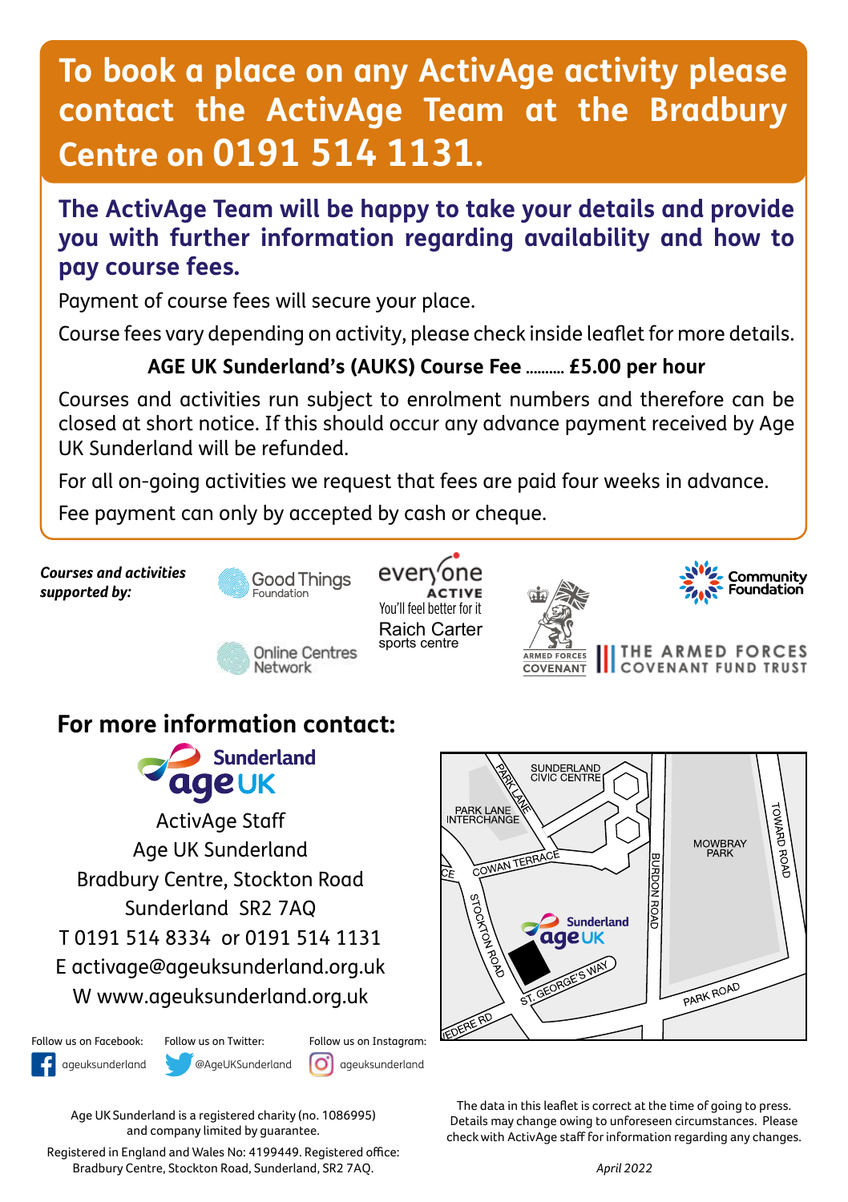# To book a place on any ActivAge activity please contact the ActivAge Team at the Bradbury Centre on 0191 514 1131.

## The ActivAge Team will be happy to take your details and provide you with further information regarding availability and how to pay course fees.

Payment of course fees will secure your place.

Course fees vary depending on activity, please check inside leaflet for more details.

**AGE UK Sunderland's (AUKS) Course Fee .......... £5.00 per hour**

Courses and activities run subject to enrolment numbers and therefore can be closed at short notice. If this should occur any advance payment received by Age UK Sunderland will be refunded.

For all on-going activities we request that fees are paid four weeks in advance.

Fee payment can only by accepted by cash or cheque.

***Courses and activities supported by:***

Good Things Foundation

Online Centres Network

everyone ACTIVE You'll feel better for it

Raich Carter sports centre

ARMED FORCES COVENANT

THE ARMED FORCES COVENANT FUND TRUST

Community Foundation

## For more information contact:

Sunderland age UK

ActivAge Staff
Age UK Sunderland
Bradbury Centre, Stockton Road
Sunderland SR2 7AQ
T 0191 514 8334 or 0191 514 1131
E activage@ageuksunderland.org.uk
W www.ageuksunderland.org.uk

SUNDERLAND CIVIC CENTRE
PARK LANE
PARK LANE INTERCHANGE
COWAN TERRACE
BURDON ROAD
MOWBRAY PARK
TOWARD ROAD
STOCKTON ROAD
Sunderland age UK
ST. GEORGE'S WAY
PARK ROAD
EDERE RD

Follow us on Facebook: ageuksunderland

Follow us on Twitter: @AgeUKSunderland

Follow us on Instagram: ageuksunderland

Age UK Sunderland is a registered charity (no. 1086995) and company limited by guarantee.

Registered in England and Wales No: 4199449. Registered office: Bradbury Centre, Stockton Road, Sunderland, SR2 7AQ.

The data in this leaflet is correct at the time of going to press. Details may change owing to unforeseen circumstances. Please check with ActivAge staff for information regarding any changes.

*April 2022*